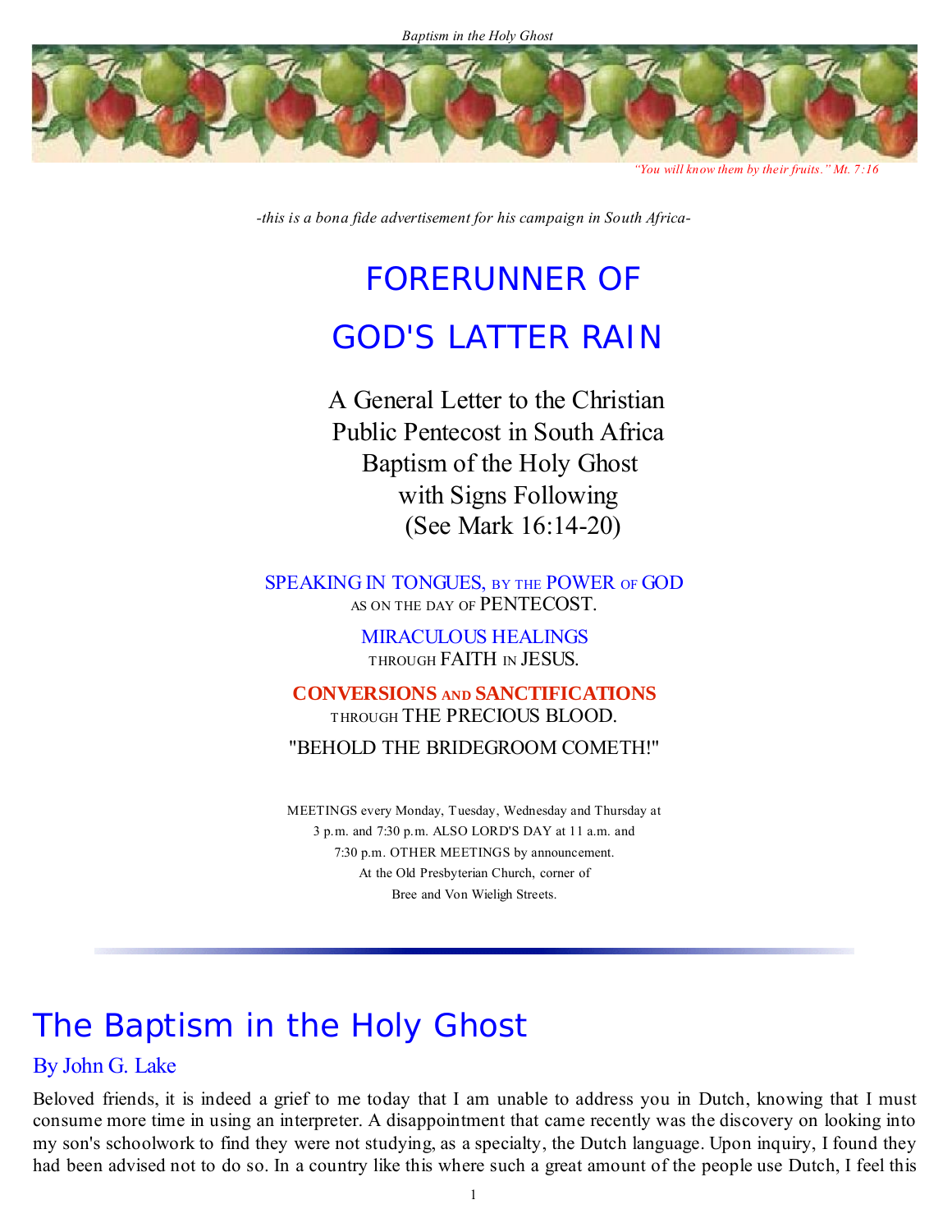*"You will know them by their fruits." Mt. 7:16*

*-this is a bona fide advertisement for his campaign in South Africa-*

# FORERUNNER OF GOD'S LATTER RAIN

A General Letter to the Christian Public Pentecost in South Africa
Baptism of the Holy Ghost
with Signs Following
(See Mark 16:14-20)

SPEAKING IN TONGUES, BY THE POWER OF GOD
AS ON THE DAY OF PENTECOST.

MIRACULOUS HEALINGS
THROUGH FAITH IN JESUS.

**CONVERSIONS AND SANCTIFICATIONS**
THROUGH THE PRECIOUS BLOOD.

"BEHOLD THE BRIDEGROOM COMETH!"

MEETINGS every Monday, Tuesday, Wednesday and Thursday at
3 p.m. and 7:30 p.m. ALSO LORD'S DAY at 11 a.m. and
7:30 p.m. OTHER MEETINGS by announcement.
At the Old Presbyterian Church, corner of
Bree and Von Wieligh Streets.

---

# The Baptism in the Holy Ghost

## By John G. Lake

Beloved friends, it is indeed a grief to me today that I am unable to address you in Dutch, knowing that I must consume more time in using an interpreter. A disappointment that came recently was the discovery on looking into my son's schoolwork to find they were not studying, as a specialty, the Dutch language. Upon inquiry, I found they had been advised not to do so. In a country like this where such a great amount of the people use Dutch, I feel this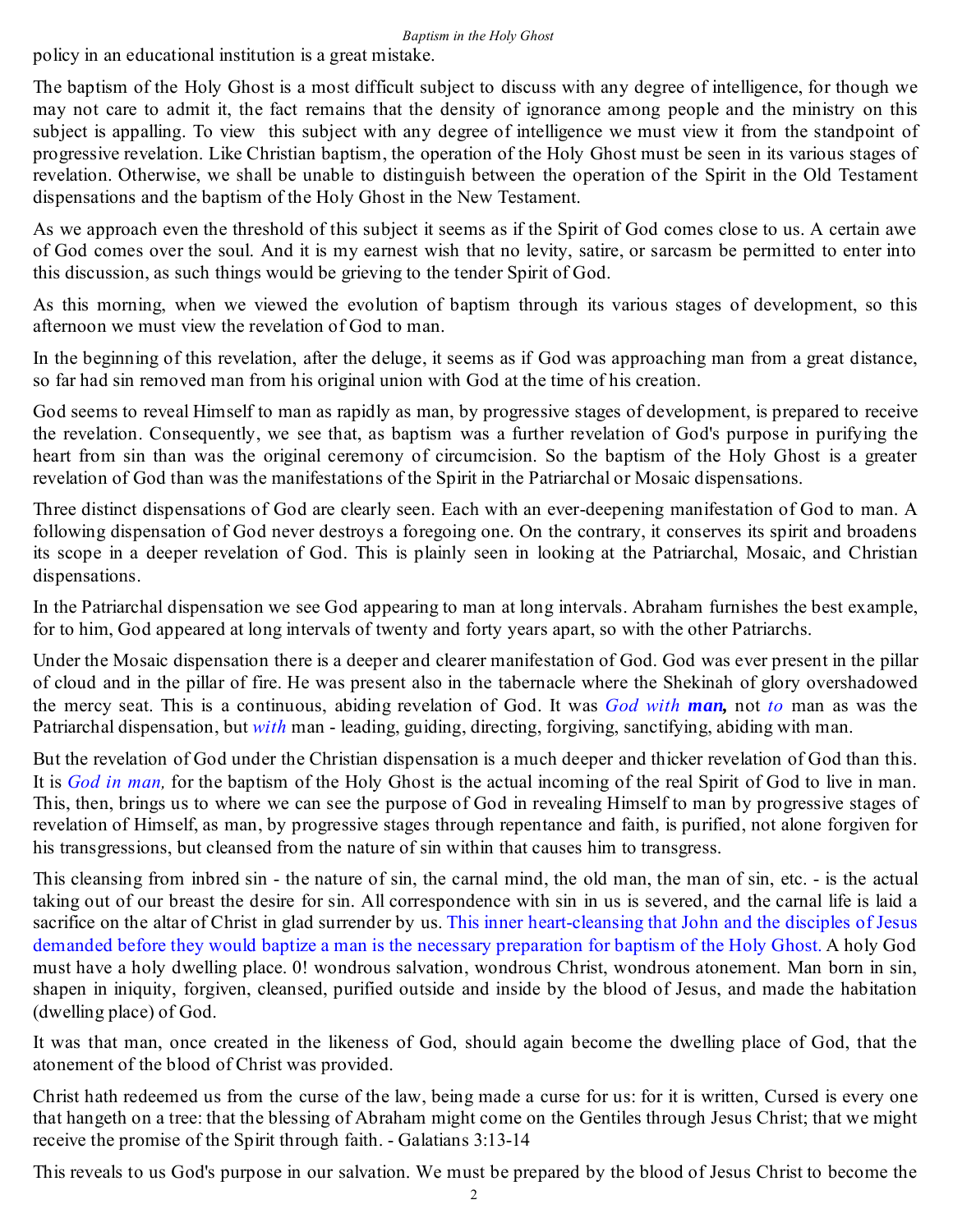policy in an educational institution is a great mistake.

The baptism of the Holy Ghost is a most difficult subject to discuss with any degree of intelligence, for though we may not care to admit it, the fact remains that the density of ignorance among people and the ministry on this subject is appalling. To view this subject with any degree of intelligence we must view it from the standpoint of progressive revelation. Like Christian baptism, the operation of the Holy Ghost must be seen in its various stages of revelation. Otherwise, we shall be unable to distinguish between the operation of the Spirit in the Old Testament dispensations and the baptism of the Holy Ghost in the New Testament.

As we approach even the threshold of this subject it seems as if the Spirit of God comes close to us. A certain awe of God comes over the soul. And it is my earnest wish that no levity, satire, or sarcasm be permitted to enter into this discussion, as such things would be grieving to the tender Spirit of God.

As this morning, when we viewed the evolution of baptism through its various stages of development, so this afternoon we must view the revelation of God to man.

In the beginning of this revelation, after the deluge, it seems as if God was approaching man from a great distance, so far had sin removed man from his original union with God at the time of his creation.

God seems to reveal Himself to man as rapidly as man, by progressive stages of development, is prepared to receive the revelation. Consequently, we see that, as baptism was a further revelation of God's purpose in purifying the heart from sin than was the original ceremony of circumcision. So the baptism of the Holy Ghost is a greater revelation of God than was the manifestations of the Spirit in the Patriarchal or Mosaic dispensations.

Three distinct dispensations of God are clearly seen. Each with an ever-deepening manifestation of God to man. A following dispensation of God never destroys a foregoing one. On the contrary, it conserves its spirit and broadens its scope in a deeper revelation of God. This is plainly seen in looking at the Patriarchal, Mosaic, and Christian dispensations.

In the Patriarchal dispensation we see God appearing to man at long intervals. Abraham furnishes the best example, for to him, God appeared at long intervals of twenty and forty years apart, so with the other Patriarchs.

Under the Mosaic dispensation there is a deeper and clearer manifestation of God. God was ever present in the pillar of cloud and in the pillar of fire. He was present also in the tabernacle where the Shekinah of glory overshadowed the mercy seat. This is a continuous, abiding revelation of God. It was *God with **man**,* not *to* man as was the Patriarchal dispensation, but *with* man - leading, guiding, directing, forgiving, sanctifying, abiding with man.

But the revelation of God under the Christian dispensation is a much deeper and thicker revelation of God than this. It is *God in man,* for the baptism of the Holy Ghost is the actual incoming of the real Spirit of God to live in man. This, then, brings us to where we can see the purpose of God in revealing Himself to man by progressive stages of revelation of Himself, as man, by progressive stages through repentance and faith, is purified, not alone forgiven for his transgressions, but cleansed from the nature of sin within that causes him to transgress.

This cleansing from inbred sin - the nature of sin, the carnal mind, the old man, the man of sin, etc. - is the actual taking out of our breast the desire for sin. All correspondence with sin in us is severed, and the carnal life is laid a sacrifice on the altar of Christ in glad surrender by us. This inner heart-cleansing that John and the disciples of Jesus demanded before they would baptize a man is the necessary preparation for baptism of the Holy Ghost. A holy God must have a holy dwelling place. 0! wondrous salvation, wondrous Christ, wondrous atonement. Man born in sin, shapen in iniquity, forgiven, cleansed, purified outside and inside by the blood of Jesus, and made the habitation (dwelling place) of God.

It was that man, once created in the likeness of God, should again become the dwelling place of God, that the atonement of the blood of Christ was provided.

Christ hath redeemed us from the curse of the law, being made a curse for us: for it is written, Cursed is every one that hangeth on a tree: that the blessing of Abraham might come on the Gentiles through Jesus Christ; that we might receive the promise of the Spirit through faith. - Galatians 3:13-14

This reveals to us God's purpose in our salvation. We must be prepared by the blood of Jesus Christ to become the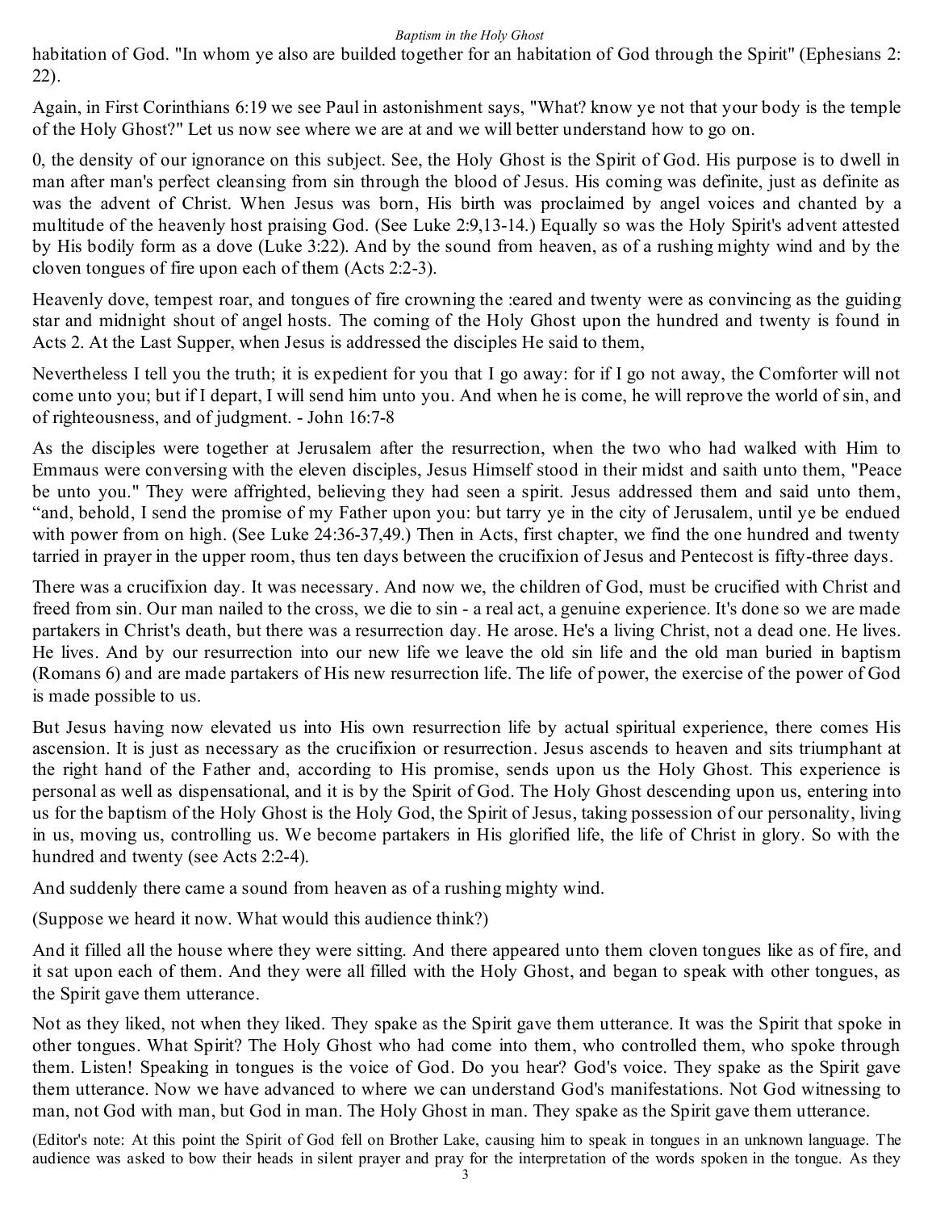habitation of God. "In whom ye also are builded together for an habitation of God through the Spirit" (Ephesians 2: 22).

Again, in First Corinthians 6:19 we see Paul in astonishment says, "What? know ye not that your body is the temple of the Holy Ghost?" Let us now see where we are at and we will better understand how to go on.

0, the density of our ignorance on this subject. See, the Holy Ghost is the Spirit of God. His purpose is to dwell in man after man's perfect cleansing from sin through the blood of Jesus. His coming was definite, just as definite as was the advent of Christ. When Jesus was born, His birth was proclaimed by angel voices and chanted by a multitude of the heavenly host praising God. (See Luke 2:9,13-14.) Equally so was the Holy Spirit's advent attested by His bodily form as a dove (Luke 3:22). And by the sound from heaven, as of a rushing mighty wind and by the cloven tongues of fire upon each of them (Acts 2:2-3).

Heavenly dove, tempest roar, and tongues of fire crowning the :eared and twenty were as convincing as the guiding star and midnight shout of angel hosts. The coming of the Holy Ghost upon the hundred and twenty is found in Acts 2. At the Last Supper, when Jesus is addressed the disciples He said to them,

Nevertheless I tell you the truth; it is expedient for you that I go away: for if I go not away, the Comforter will not come unto you; but if I depart, I will send him unto you. And when he is come, he will reprove the world of sin, and of righteousness, and of judgment. - John 16:7-8

As the disciples were together at Jerusalem after the resurrection, when the two who had walked with Him to Emmaus were conversing with the eleven disciples, Jesus Himself stood in their midst and saith unto them, "Peace be unto you." They were affrighted, believing they had seen a spirit. Jesus addressed them and said unto them, "and, behold, I send the promise of my Father upon you: but tarry ye in the city of Jerusalem, until ye be endued with power from on high. (See Luke 24:36-37,49.) Then in Acts, first chapter, we find the one hundred and twenty tarried in prayer in the upper room, thus ten days between the crucifixion of Jesus and Pentecost is fifty-three days.

There was a crucifixion day. It was necessary. And now we, the children of God, must be crucified with Christ and freed from sin. Our man nailed to the cross, we die to sin - a real act, a genuine experience. It's done so we are made partakers in Christ's death, but there was a resurrection day. He arose. He's a living Christ, not a dead one. He lives. He lives. And by our resurrection into our new life we leave the old sin life and the old man buried in baptism (Romans 6) and are made partakers of His new resurrection life. The life of power, the exercise of the power of God is made possible to us.

But Jesus having now elevated us into His own resurrection life by actual spiritual experience, there comes His ascension. It is just as necessary as the crucifixion or resurrection. Jesus ascends to heaven and sits triumphant at the right hand of the Father and, according to His promise, sends upon us the Holy Ghost. This experience is personal as well as dispensational, and it is by the Spirit of God. The Holy Ghost descending upon us, entering into us for the baptism of the Holy Ghost is the Holy God, the Spirit of Jesus, taking possession of our personality, living in us, moving us, controlling us. We become partakers in His glorified life, the life of Christ in glory. So with the hundred and twenty (see Acts 2:2-4).

And suddenly there came a sound from heaven as of a rushing mighty wind.

(Suppose we heard it now. What would this audience think?)

And it filled all the house where they were sitting. And there appeared unto them cloven tongues like as of fire, and it sat upon each of them. And they were all filled with the Holy Ghost, and began to speak with other tongues, as the Spirit gave them utterance.

Not as they liked, not when they liked. They spake as the Spirit gave them utterance. It was the Spirit that spoke in other tongues. What Spirit? The Holy Ghost who had come into them, who controlled them, who spoke through them. Listen! Speaking in tongues is the voice of God. Do you hear? God's voice. They spake as the Spirit gave them utterance. Now we have advanced to where we can understand God's manifestations. Not God witnessing to man, not God with man, but God in man. The Holy Ghost in man. They spake as the Spirit gave them utterance.

(Editor's note: At this point the Spirit of God fell on Brother Lake, causing him to speak in tongues in an unknown language. The audience was asked to bow their heads in silent prayer and pray for the interpretation of the words spoken in the tongue. As they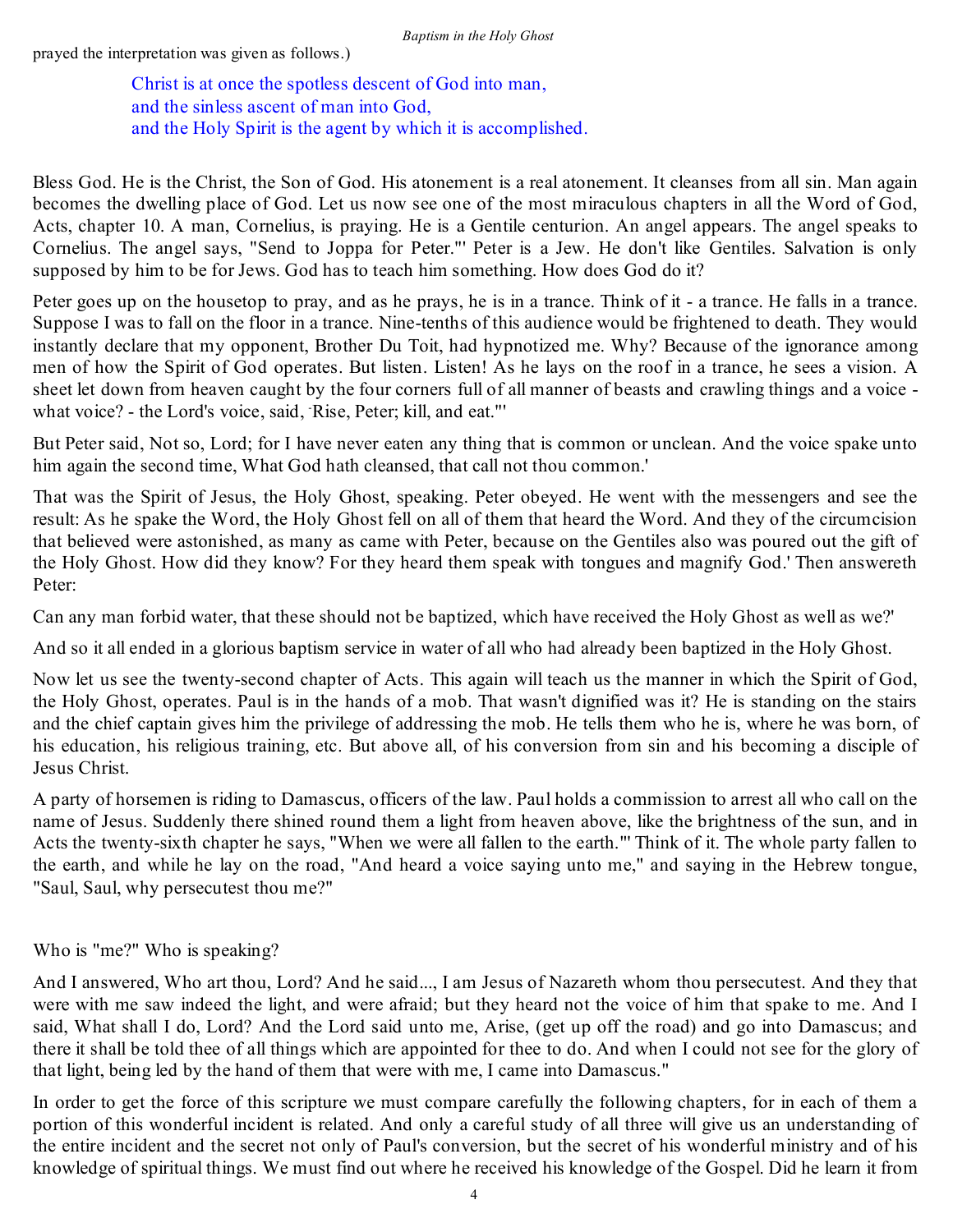prayed the interpretation was given as follows.)

> Christ is at once the spotless descent of God into man,
> and the sinless ascent of man into God,
> and the Holy Spirit is the agent by which it is accomplished.

Bless God. He is the Christ, the Son of God. His atonement is a real atonement. It cleanses from all sin. Man again becomes the dwelling place of God. Let us now see one of the most miraculous chapters in all the Word of God, Acts, chapter 10. A man, Cornelius, is praying. He is a Gentile centurion. An angel appears. The angel speaks to Cornelius. The angel says, "Send to Joppa for Peter."' Peter is a Jew. He don't like Gentiles. Salvation is only supposed by him to be for Jews. God has to teach him something. How does God do it?

Peter goes up on the housetop to pray, and as he prays, he is in a trance. Think of it - a trance. He falls in a trance. Suppose I was to fall on the floor in a trance. Nine-tenths of this audience would be frightened to death. They would instantly declare that my opponent, Brother Du Toit, had hypnotized me. Why? Because of the ignorance among men of how the Spirit of God operates. But listen. Listen! As he lays on the roof in a trance, he sees a vision. A sheet let down from heaven caught by the four corners full of all manner of beasts and crawling things and a voice - what voice? - the Lord's voice, said, 'Rise, Peter; kill, and eat."'

But Peter said, Not so, Lord; for I have never eaten any thing that is common or unclean. And the voice spake unto him again the second time, What God hath cleansed, that call not thou common.'

That was the Spirit of Jesus, the Holy Ghost, speaking. Peter obeyed. He went with the messengers and see the result: As he spake the Word, the Holy Ghost fell on all of them that heard the Word. And they of the circumcision that believed were astonished, as many as came with Peter, because on the Gentiles also was poured out the gift of the Holy Ghost. How did they know? For they heard them speak with tongues and magnify God.' Then answereth Peter:

Can any man forbid water, that these should not be baptized, which have received the Holy Ghost as well as we?'

And so it all ended in a glorious baptism service in water of all who had already been baptized in the Holy Ghost.

Now let us see the twenty-second chapter of Acts. This again will teach us the manner in which the Spirit of God, the Holy Ghost, operates. Paul is in the hands of a mob. That wasn't dignified was it? He is standing on the stairs and the chief captain gives him the privilege of addressing the mob. He tells them who he is, where he was born, of his education, his religious training, etc. But above all, of his conversion from sin and his becoming a disciple of Jesus Christ.

A party of horsemen is riding to Damascus, officers of the law. Paul holds a commission to arrest all who call on the name of Jesus. Suddenly there shined round them a light from heaven above, like the brightness of the sun, and in Acts the twenty-sixth chapter he says, "When we were all fallen to the earth."' Think of it. The whole party fallen to the earth, and while he lay on the road, "And heard a voice saying unto me," and saying in the Hebrew tongue, "Saul, Saul, why persecutest thou me?"

Who is "me?" Who is speaking?

And I answered, Who art thou, Lord? And he said..., I am Jesus of Nazareth whom thou persecutest. And they that were with me saw indeed the light, and were afraid; but they heard not the voice of him that spake to me. And I said, What shall I do, Lord? And the Lord said unto me, Arise, (get up off the road) and go into Damascus; and there it shall be told thee of all things which are appointed for thee to do. And when I could not see for the glory of that light, being led by the hand of them that were with me, I came into Damascus."

In order to get the force of this scripture we must compare carefully the following chapters, for in each of them a portion of this wonderful incident is related. And only a careful study of all three will give us an understanding of the entire incident and the secret not only of Paul's conversion, but the secret of his wonderful ministry and of his knowledge of spiritual things. We must find out where he received his knowledge of the Gospel. Did he learn it from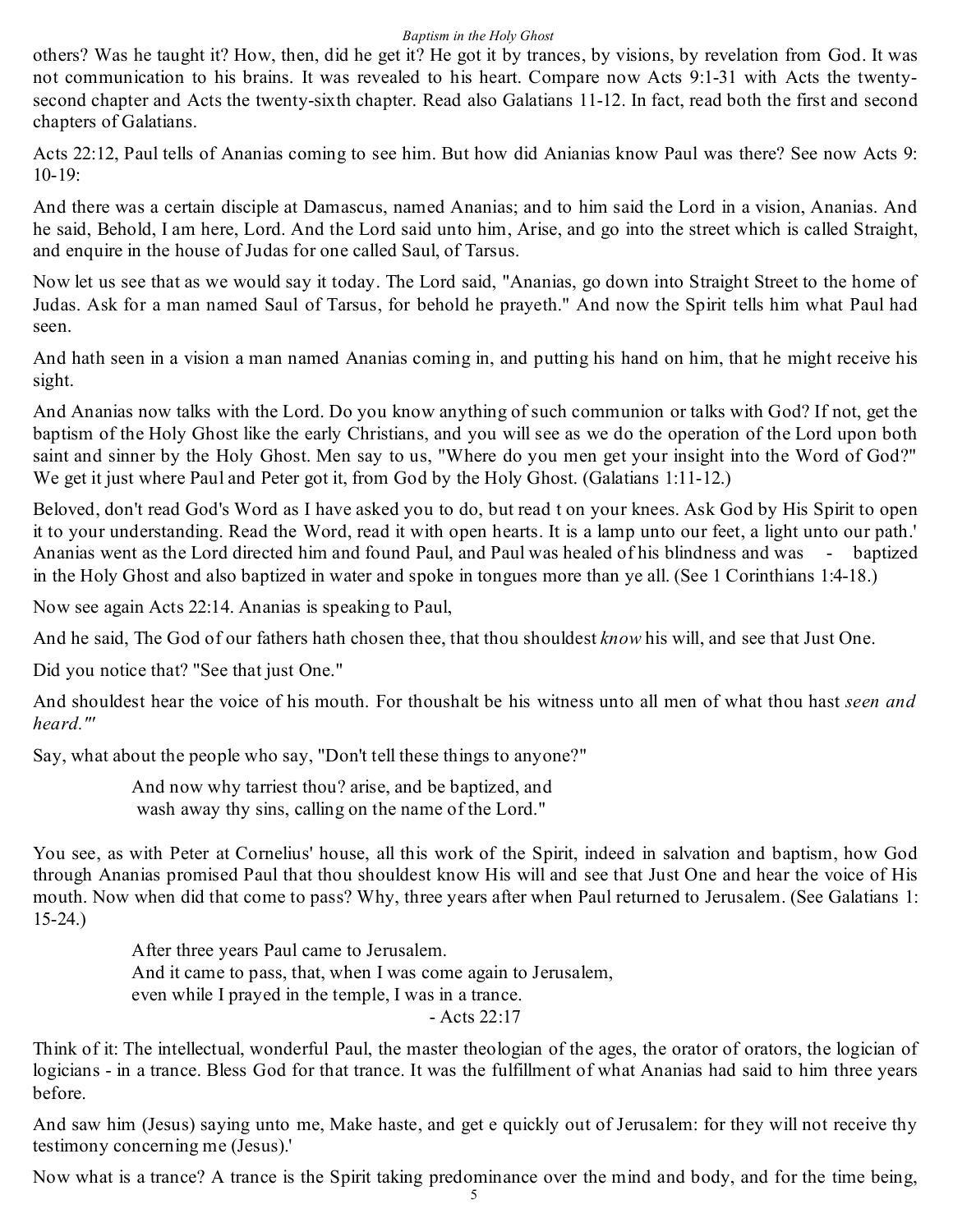others? Was he taught it? How, then, did he get it? He got it by trances, by visions, by revelation from God. It was not communication to his brains. It was revealed to his heart. Compare now Acts 9:1-31 with Acts the twenty-second chapter and Acts the twenty-sixth chapter. Read also Galatians 11-12. In fact, read both the first and second chapters of Galatians.

Acts 22:12, Paul tells of Ananias coming to see him. But how did Anianias know Paul was there? See now Acts 9: 10-19:

And there was a certain disciple at Damascus, named Ananias; and to him said the Lord in a vision, Ananias. And he said, Behold, I am here, Lord. And the Lord said unto him, Arise, and go into the street which is called Straight, and enquire in the house of Judas for one called Saul, of Tarsus.

Now let us see that as we would say it today. The Lord said, "Ananias, go down into Straight Street to the home of Judas. Ask for a man named Saul of Tarsus, for behold he prayeth." And now the Spirit tells him what Paul had seen.

And hath seen in a vision a man named Ananias coming in, and putting his hand on him, that he might receive his sight.

And Ananias now talks with the Lord. Do you know anything of such communion or talks with God? If not, get the baptism of the Holy Ghost like the early Christians, and you will see as we do the operation of the Lord upon both saint and sinner by the Holy Ghost. Men say to us, "Where do you men get your insight into the Word of God?" We get it just where Paul and Peter got it, from God by the Holy Ghost. (Galatians 1:11-12.)

Beloved, don't read God's Word as I have asked you to do, but read t on your knees. Ask God by His Spirit to open it to your understanding. Read the Word, read it with open hearts. It is a lamp unto our feet, a light unto our path.' Ananias went as the Lord directed him and found Paul, and Paul was healed of his blindness and was - baptized in the Holy Ghost and also baptized in water and spoke in tongues more than ye all. (See 1 Corinthians 1:4-18.)

Now see again Acts 22:14. Ananias is speaking to Paul,

And he said, The God of our fathers hath chosen thee, that thou shouldest *know* his will, and see that Just One.

Did you notice that? "See that just One."

And shouldest hear the voice of his mouth. For thoushalt be his witness unto all men of what thou hast *seen and heard."'*

Say, what about the people who say, "Don't tell these things to anyone?"

> And now why tarriest thou? arise, and be baptized, and
> wash away thy sins, calling on the name of the Lord."

You see, as with Peter at Cornelius' house, all this work of the Spirit, indeed in salvation and baptism, how God through Ananias promised Paul that thou shouldest know His will and see that Just One and hear the voice of His mouth. Now when did that come to pass? Why, three years after when Paul returned to Jerusalem. (See Galatians 1: 15-24.)

> After three years Paul came to Jerusalem.
> And it came to pass, that, when I was come again to Jerusalem,
> even while I prayed in the temple, I was in a trance.
> - Acts 22:17

Think of it: The intellectual, wonderful Paul, the master theologian of the ages, the orator of orators, the logician of logicians - in a trance. Bless God for that trance. It was the fulfillment of what Ananias had said to him three years before.

And saw him (Jesus) saying unto me, Make haste, and get e quickly out of Jerusalem: for they will not receive thy testimony concerning me (Jesus).'

Now what is a trance? A trance is the Spirit taking predominance over the mind and body, and for the time being,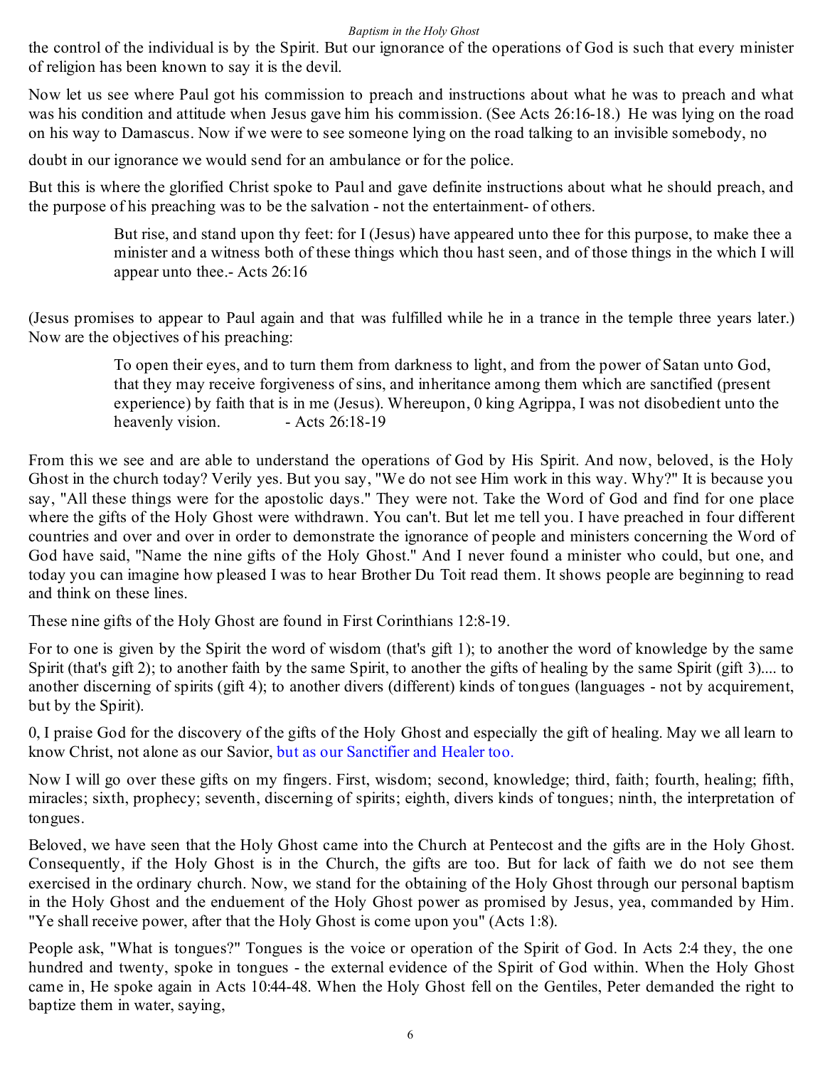the control of the individual is by the Spirit. But our ignorance of the operations of God is such that every minister of religion has been known to say it is the devil.

Now let us see where Paul got his commission to preach and instructions about what he was to preach and what was his condition and attitude when Jesus gave him his commission. (See Acts 26:16-18.) He was lying on the road on his way to Damascus. Now if we were to see someone lying on the road talking to an invisible somebody, no

doubt in our ignorance we would send for an ambulance or for the police.

But this is where the glorified Christ spoke to Paul and gave definite instructions about what he should preach, and the purpose of his preaching was to be the salvation - not the entertainment- of others.

> But rise, and stand upon thy feet: for I (Jesus) have appeared unto thee for this purpose, to make thee a minister and a witness both of these things which thou hast seen, and of those things in the which I will appear unto thee.- Acts 26:16

(Jesus promises to appear to Paul again and that was fulfilled while he in a trance in the temple three years later.) Now are the objectives of his preaching:

> To open their eyes, and to turn them from darkness to light, and from the power of Satan unto God, that they may receive forgiveness of sins, and inheritance among them which are sanctified (present experience) by faith that is in me (Jesus). Whereupon, 0 king Agrippa, I was not disobedient unto the heavenly vision. - Acts 26:18-19

From this we see and are able to understand the operations of God by His Spirit. And now, beloved, is the Holy Ghost in the church today? Verily yes. But you say, "We do not see Him work in this way. Why?" It is because you say, "All these things were for the apostolic days." They were not. Take the Word of God and find for one place where the gifts of the Holy Ghost were withdrawn. You can't. But let me tell you. I have preached in four different countries and over and over in order to demonstrate the ignorance of people and ministers concerning the Word of God have said, "Name the nine gifts of the Holy Ghost." And I never found a minister who could, but one, and today you can imagine how pleased I was to hear Brother Du Toit read them. It shows people are beginning to read and think on these lines.

These nine gifts of the Holy Ghost are found in First Corinthians 12:8-19.

For to one is given by the Spirit the word of wisdom (that's gift 1); to another the word of knowledge by the same Spirit (that's gift 2); to another faith by the same Spirit, to another the gifts of healing by the same Spirit (gift 3).... to another discerning of spirits (gift 4); to another divers (different) kinds of tongues (languages - not by acquirement, but by the Spirit).

0, I praise God for the discovery of the gifts of the Holy Ghost and especially the gift of healing. May we all learn to know Christ, not alone as our Savior, but as our Sanctifier and Healer too.

Now I will go over these gifts on my fingers. First, wisdom; second, knowledge; third, faith; fourth, healing; fifth, miracles; sixth, prophecy; seventh, discerning of spirits; eighth, divers kinds of tongues; ninth, the interpretation of tongues.

Beloved, we have seen that the Holy Ghost came into the Church at Pentecost and the gifts are in the Holy Ghost. Consequently, if the Holy Ghost is in the Church, the gifts are too. But for lack of faith we do not see them exercised in the ordinary church. Now, we stand for the obtaining of the Holy Ghost through our personal baptism in the Holy Ghost and the enduement of the Holy Ghost power as promised by Jesus, yea, commanded by Him. "Ye shall receive power, after that the Holy Ghost is come upon you" (Acts 1:8).

People ask, "What is tongues?" Tongues is the voice or operation of the Spirit of God. In Acts 2:4 they, the one hundred and twenty, spoke in tongues - the external evidence of the Spirit of God within. When the Holy Ghost came in, He spoke again in Acts 10:44-48. When the Holy Ghost fell on the Gentiles, Peter demanded the right to baptize them in water, saying,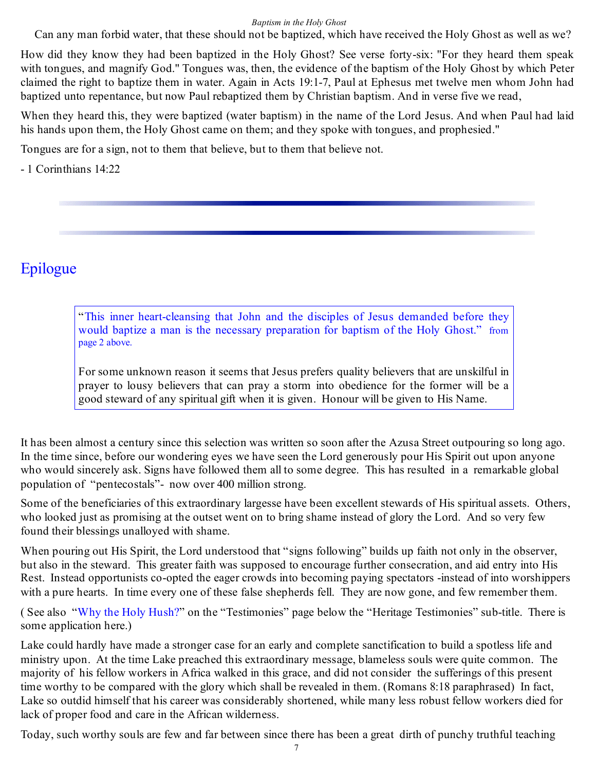Can any man forbid water, that these should not be baptized, which have received the Holy Ghost as well as we?

How did they know they had been baptized in the Holy Ghost? See verse forty-six: "For they heard them speak with tongues, and magnify God." Tongues was, then, the evidence of the baptism of the Holy Ghost by which Peter claimed the right to baptize them in water. Again in Acts 19:1-7, Paul at Ephesus met twelve men whom John had baptized unto repentance, but now Paul rebaptized them by Christian baptism. And in verse five we read,

When they heard this, they were baptized (water baptism) in the name of the Lord Jesus. And when Paul had laid his hands upon them, the Holy Ghost came on them; and they spoke with tongues, and prophesied."

Tongues are for a sign, not to them that believe, but to them that believe not.

- 1 Corinthians 14:22

# Epilogue

> "This inner heart-cleansing that John and the disciples of Jesus demanded before they would baptize a man is the necessary preparation for baptism of the Holy Ghost." from page 2 above.
>
> For some unknown reason it seems that Jesus prefers quality believers that are unskilful in prayer to lousy believers that can pray a storm into obedience for the former will be a good steward of any spiritual gift when it is given. Honour will be given to His Name.

It has been almost a century since this selection was written so soon after the Azusa Street outpouring so long ago. In the time since, before our wondering eyes we have seen the Lord generously pour His Spirit out upon anyone who would sincerely ask. Signs have followed them all to some degree. This has resulted in a remarkable global population of "pentecostals"- now over 400 million strong.

Some of the beneficiaries of this extraordinary largesse have been excellent stewards of His spiritual assets. Others, who looked just as promising at the outset went on to bring shame instead of glory the Lord. And so very few found their blessings unalloyed with shame.

When pouring out His Spirit, the Lord understood that "signs following" builds up faith not only in the observer, but also in the steward. This greater faith was supposed to encourage further consecration, and aid entry into His Rest. Instead opportunists co-opted the eager crowds into becoming paying spectators -instead of into worshippers with a pure hearts. In time every one of these false shepherds fell. They are now gone, and few remember them.

( See also "Why the Holy Hush?" on the "Testimonies" page below the "Heritage Testimonies" sub-title. There is some application here.)

Lake could hardly have made a stronger case for an early and complete sanctification to build a spotless life and ministry upon. At the time Lake preached this extraordinary message, blameless souls were quite common. The majority of his fellow workers in Africa walked in this grace, and did not consider the sufferings of this present time worthy to be compared with the glory which shall be revealed in them. (Romans 8:18 paraphrased) In fact, Lake so outdid himself that his career was considerably shortened, while many less robust fellow workers died for lack of proper food and care in the African wilderness.

Today, such worthy souls are few and far between since there has been a great dirth of punchy truthful teaching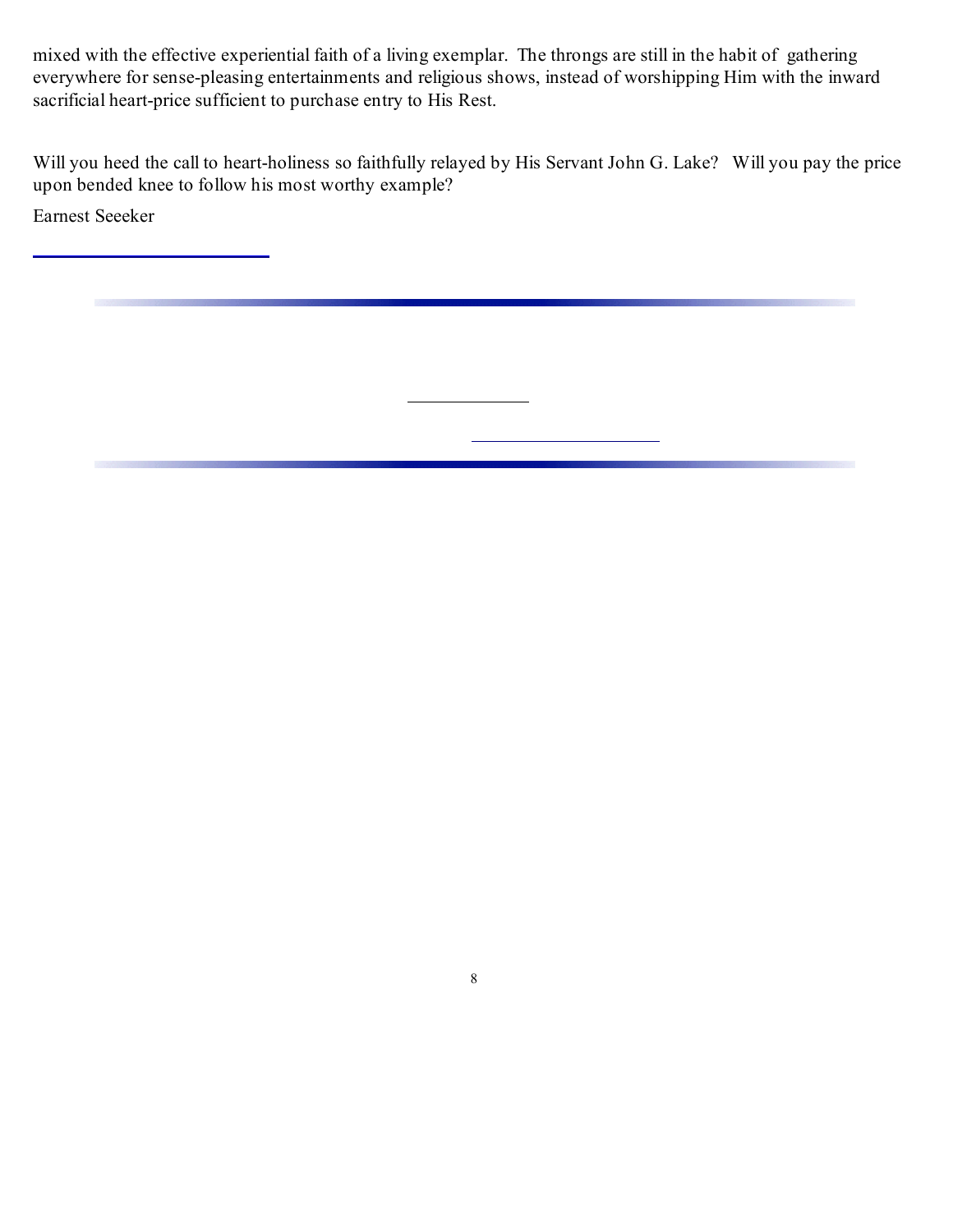mixed with the effective experiential faith of a living exemplar. The throngs are still in the habit of gathering everywhere for sense-pleasing entertainments and religious shows, instead of worshipping Him with the inward sacrificial heart-price sufficient to purchase entry to His Rest.

Will you heed the call to heart-holiness so faithfully relayed by His Servant John G. Lake? Will you pay the price upon bended knee to follow his most worthy example?

Earnest Seeeker